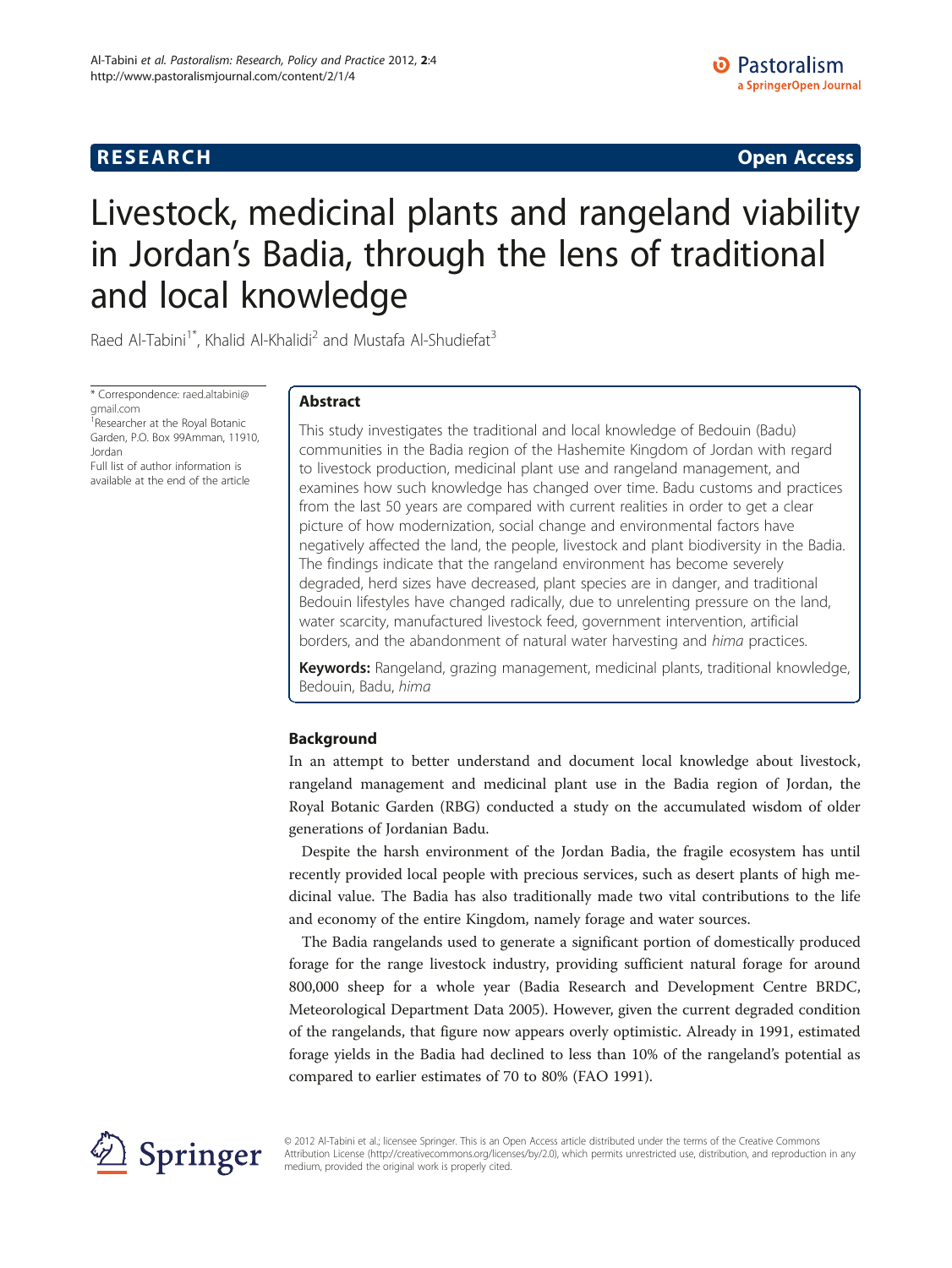RESEARCH Open Access

# Livestock, medicinal plants and rangeland viability in Jordan's Badia, through the lens of traditional and local knowledge

Raed Al-Tabini[1*], Khalid Al-Khalidi[2] and Mustafa Al-Shudiefat[3]

\* Correspondence: raed.altabini@gmail.com
[1]Researcher at the Royal Botanic Garden, P.O. Box 99Amman, 11910, Jordan
Full list of author information is available at the end of the article

## Abstract

This study investigates the traditional and local knowledge of Bedouin (Badu) communities in the Badia region of the Hashemite Kingdom of Jordan with regard to livestock production, medicinal plant use and rangeland management, and examines how such knowledge has changed over time. Badu customs and practices from the last 50 years are compared with current realities in order to get a clear picture of how modernization, social change and environmental factors have negatively affected the land, the people, livestock and plant biodiversity in the Badia. The findings indicate that the rangeland environment has become severely degraded, herd sizes have decreased, plant species are in danger, and traditional Bedouin lifestyles have changed radically, due to unrelenting pressure on the land, water scarcity, manufactured livestock feed, government intervention, artificial borders, and the abandonment of natural water harvesting and *hima* practices.

**Keywords:** Rangeland, grazing management, medicinal plants, traditional knowledge, Bedouin, Badu, *hima*

## Background

In an attempt to better understand and document local knowledge about livestock, rangeland management and medicinal plant use in the Badia region of Jordan, the Royal Botanic Garden (RBG) conducted a study on the accumulated wisdom of older generations of Jordanian Badu.

Despite the harsh environment of the Jordan Badia, the fragile ecosystem has until recently provided local people with precious services, such as desert plants of high medicinal value. The Badia has also traditionally made two vital contributions to the life and economy of the entire Kingdom, namely forage and water sources.

The Badia rangelands used to generate a significant portion of domestically produced forage for the range livestock industry, providing sufficient natural forage for around 800,000 sheep for a whole year (Badia Research and Development Centre BRDC, Meteorological Department Data 2005). However, given the current degraded condition of the rangelands, that figure now appears overly optimistic. Already in 1991, estimated forage yields in the Badia had declined to less than 10% of the rangeland's potential as compared to earlier estimates of 70 to 80% (FAO 1991).

© 2012 Al-Tabini et al.; licensee Springer. This is an Open Access article distributed under the terms of the Creative Commons Attribution License (http://creativecommons.org/licenses/by/2.0), which permits unrestricted use, distribution, and reproduction in any medium, provided the original work is properly cited.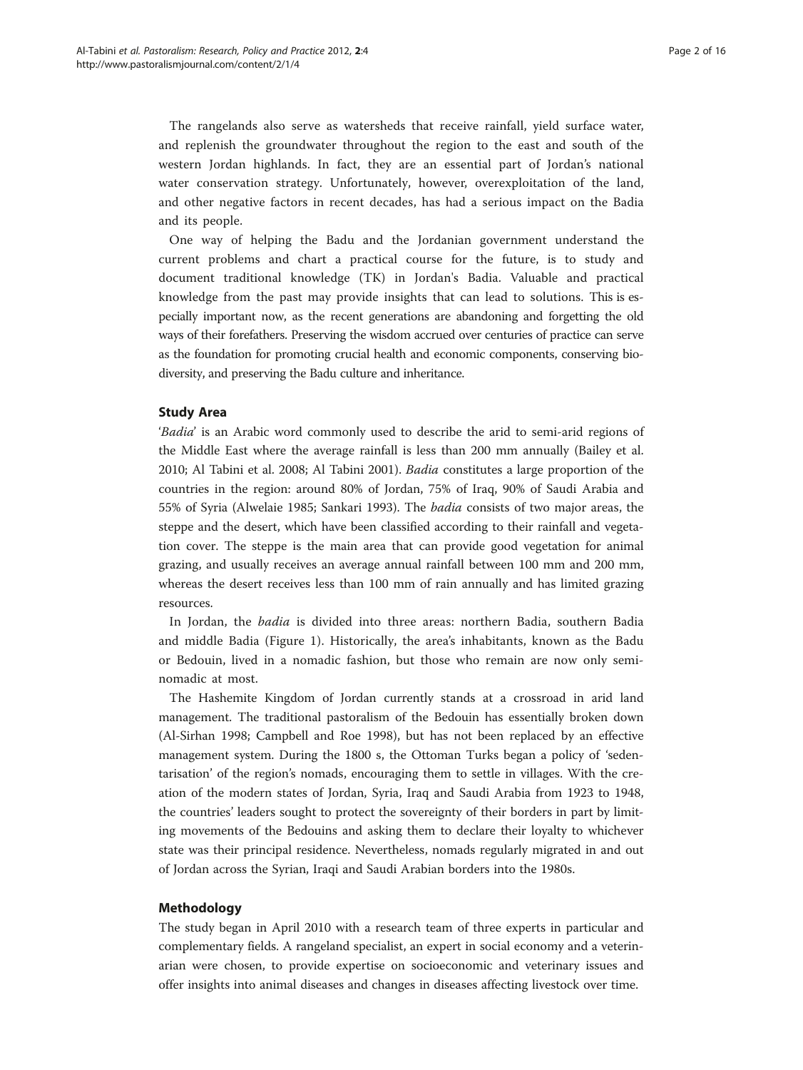The rangelands also serve as watersheds that receive rainfall, yield surface water, and replenish the groundwater throughout the region to the east and south of the western Jordan highlands. In fact, they are an essential part of Jordan's national water conservation strategy. Unfortunately, however, overexploitation of the land, and other negative factors in recent decades, has had a serious impact on the Badia and its people.

One way of helping the Badu and the Jordanian government understand the current problems and chart a practical course for the future, is to study and document traditional knowledge (TK) in Jordan's Badia. Valuable and practical knowledge from the past may provide insights that can lead to solutions. This is especially important now, as the recent generations are abandoning and forgetting the old ways of their forefathers. Preserving the wisdom accrued over centuries of practice can serve as the foundation for promoting crucial health and economic components, conserving biodiversity, and preserving the Badu culture and inheritance.

## Study Area

'*Badia*' is an Arabic word commonly used to describe the arid to semi-arid regions of the Middle East where the average rainfall is less than 200 mm annually (Bailey et al. 2010; Al Tabini et al. 2008; Al Tabini 2001). *Badia* constitutes a large proportion of the countries in the region: around 80% of Jordan, 75% of Iraq, 90% of Saudi Arabia and 55% of Syria (Alwelaie 1985; Sankari 1993). The *badia* consists of two major areas, the steppe and the desert, which have been classified according to their rainfall and vegetation cover. The steppe is the main area that can provide good vegetation for animal grazing, and usually receives an average annual rainfall between 100 mm and 200 mm, whereas the desert receives less than 100 mm of rain annually and has limited grazing resources.

In Jordan, the *badia* is divided into three areas: northern Badia, southern Badia and middle Badia (Figure 1). Historically, the area's inhabitants, known as the Badu or Bedouin, lived in a nomadic fashion, but those who remain are now only semi-nomadic at most.

The Hashemite Kingdom of Jordan currently stands at a crossroad in arid land management. The traditional pastoralism of the Bedouin has essentially broken down (Al-Sirhan 1998; Campbell and Roe 1998), but has not been replaced by an effective management system. During the 1800 s, the Ottoman Turks began a policy of 'sedentarisation' of the region's nomads, encouraging them to settle in villages. With the creation of the modern states of Jordan, Syria, Iraq and Saudi Arabia from 1923 to 1948, the countries' leaders sought to protect the sovereignty of their borders in part by limiting movements of the Bedouins and asking them to declare their loyalty to whichever state was their principal residence. Nevertheless, nomads regularly migrated in and out of Jordan across the Syrian, Iraqi and Saudi Arabian borders into the 1980s.

## Methodology

The study began in April 2010 with a research team of three experts in particular and complementary fields. A rangeland specialist, an expert in social economy and a veterinarian were chosen, to provide expertise on socioeconomic and veterinary issues and offer insights into animal diseases and changes in diseases affecting livestock over time.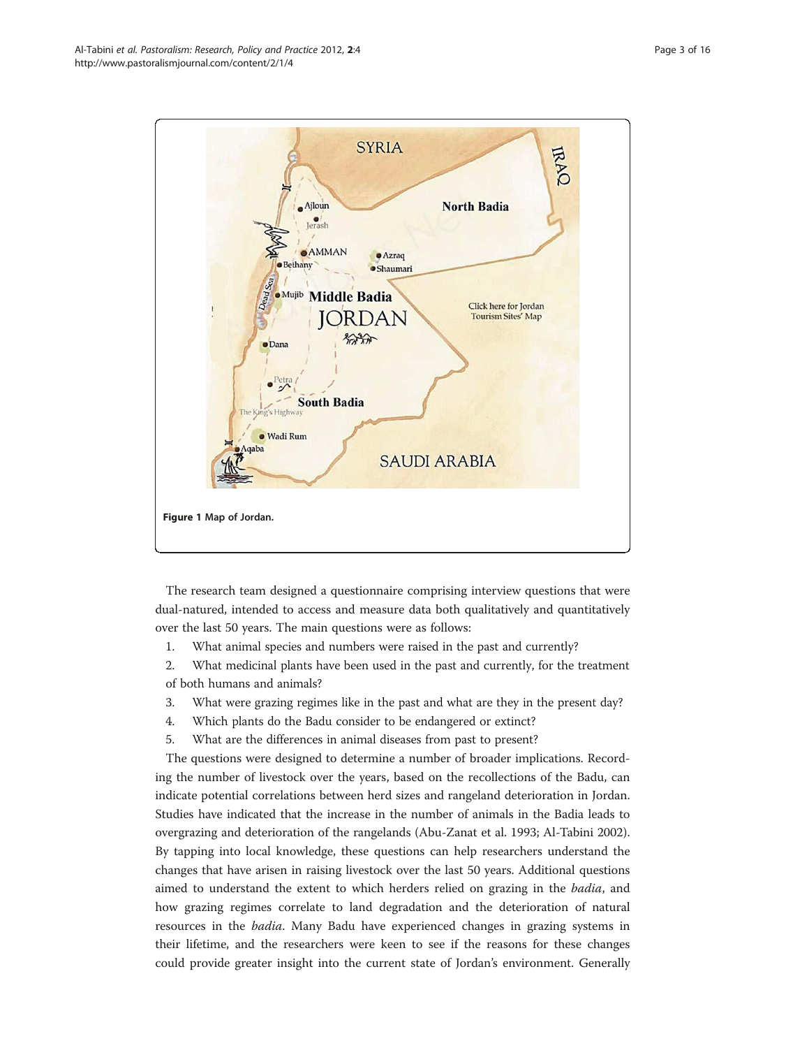Figure 1 Map of Jordan.

The research team designed a questionnaire comprising interview questions that were dual-natured, intended to access and measure data both qualitatively and quantitatively over the last 50 years. The main questions were as follows:

1. What animal species and numbers were raised in the past and currently?
2. What medicinal plants have been used in the past and currently, for the treatment of both humans and animals?
3. What were grazing regimes like in the past and what are they in the present day?
4. Which plants do the Badu consider to be endangered or extinct?
5. What are the differences in animal diseases from past to present?

The questions were designed to determine a number of broader implications. Recording the number of livestock over the years, based on the recollections of the Badu, can indicate potential correlations between herd sizes and rangeland deterioration in Jordan. Studies have indicated that the increase in the number of animals in the Badia leads to overgrazing and deterioration of the rangelands (Abu-Zanat et al. 1993; Al-Tabini 2002). By tapping into local knowledge, these questions can help researchers understand the changes that have arisen in raising livestock over the last 50 years. Additional questions aimed to understand the extent to which herders relied on grazing in the *badia*, and how grazing regimes correlate to land degradation and the deterioration of natural resources in the *badia*. Many Badu have experienced changes in grazing systems in their lifetime, and the researchers were keen to see if the reasons for these changes could provide greater insight into the current state of Jordan's environment. Generally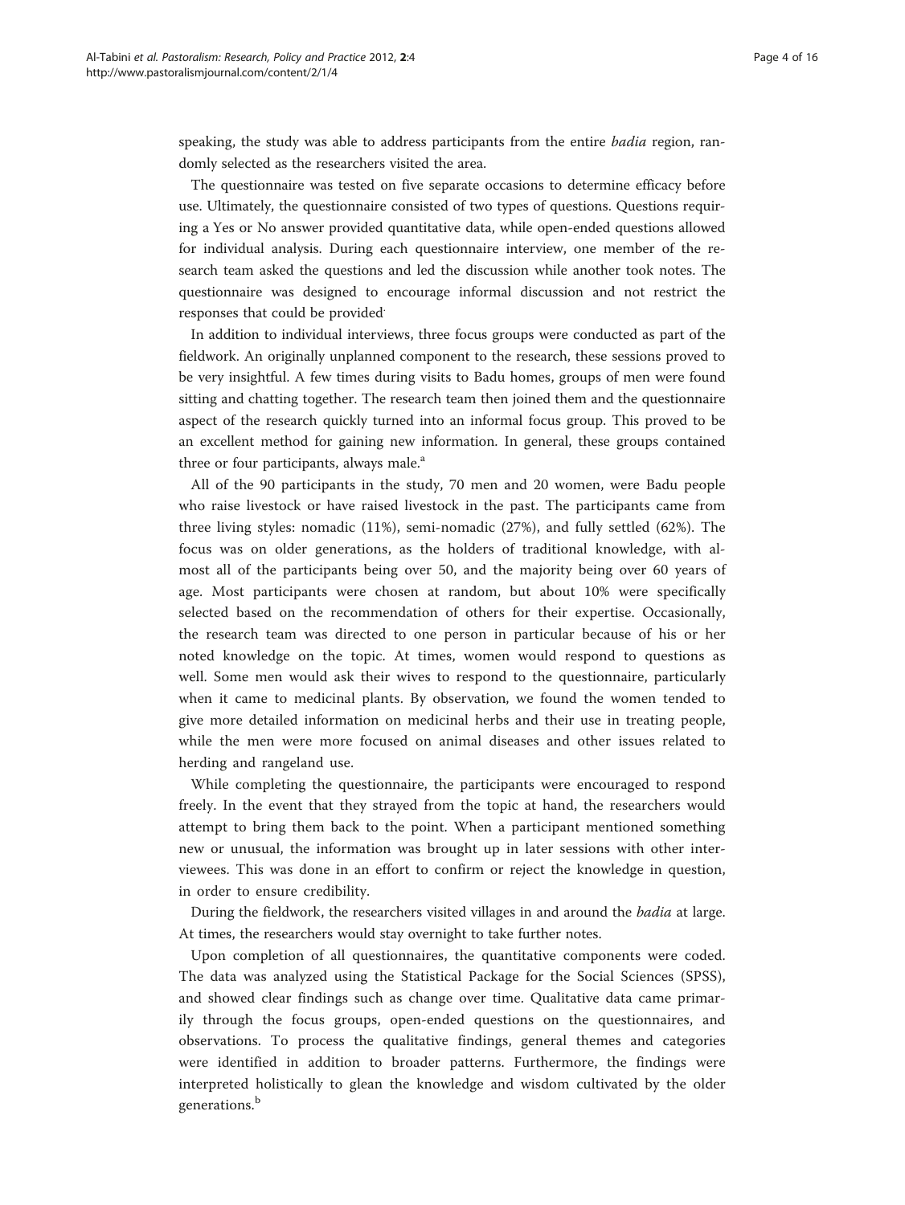speaking, the study was able to address participants from the entire *badia* region, randomly selected as the researchers visited the area.

The questionnaire was tested on five separate occasions to determine efficacy before use. Ultimately, the questionnaire consisted of two types of questions. Questions requiring a Yes or No answer provided quantitative data, while open-ended questions allowed for individual analysis. During each questionnaire interview, one member of the research team asked the questions and led the discussion while another took notes. The questionnaire was designed to encourage informal discussion and not restrict the responses that could be provided.

In addition to individual interviews, three focus groups were conducted as part of the fieldwork. An originally unplanned component to the research, these sessions proved to be very insightful. A few times during visits to Badu homes, groups of men were found sitting and chatting together. The research team then joined them and the questionnaire aspect of the research quickly turned into an informal focus group. This proved to be an excellent method for gaining new information. In general, these groups contained three or four participants, always male.[a]

All of the 90 participants in the study, 70 men and 20 women, were Badu people who raise livestock or have raised livestock in the past. The participants came from three living styles: nomadic (11%), semi-nomadic (27%), and fully settled (62%). The focus was on older generations, as the holders of traditional knowledge, with almost all of the participants being over 50, and the majority being over 60 years of age. Most participants were chosen at random, but about 10% were specifically selected based on the recommendation of others for their expertise. Occasionally, the research team was directed to one person in particular because of his or her noted knowledge on the topic. At times, women would respond to questions as well. Some men would ask their wives to respond to the questionnaire, particularly when it came to medicinal plants. By observation, we found the women tended to give more detailed information on medicinal herbs and their use in treating people, while the men were more focused on animal diseases and other issues related to herding and rangeland use.

While completing the questionnaire, the participants were encouraged to respond freely. In the event that they strayed from the topic at hand, the researchers would attempt to bring them back to the point. When a participant mentioned something new or unusual, the information was brought up in later sessions with other interviewees. This was done in an effort to confirm or reject the knowledge in question, in order to ensure credibility.

During the fieldwork, the researchers visited villages in and around the *badia* at large. At times, the researchers would stay overnight to take further notes.

Upon completion of all questionnaires, the quantitative components were coded. The data was analyzed using the Statistical Package for the Social Sciences (SPSS), and showed clear findings such as change over time. Qualitative data came primarily through the focus groups, open-ended questions on the questionnaires, and observations. To process the qualitative findings, general themes and categories were identified in addition to broader patterns. Furthermore, the findings were interpreted holistically to glean the knowledge and wisdom cultivated by the older generations.[b]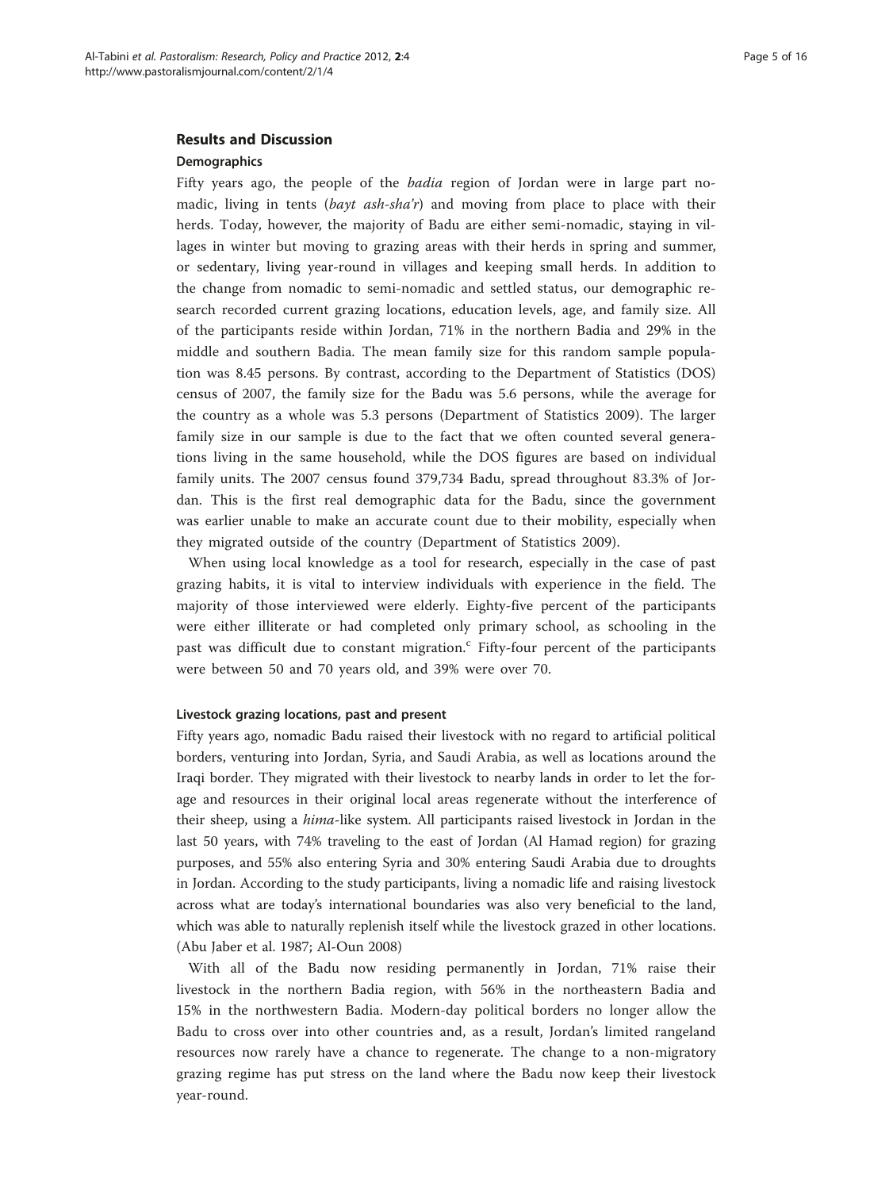## Results and Discussion

### Demographics

Fifty years ago, the people of the *badia* region of Jordan were in large part nomadic, living in tents (*bayt ash-sha'r*) and moving from place to place with their herds. Today, however, the majority of Badu are either semi-nomadic, staying in villages in winter but moving to grazing areas with their herds in spring and summer, or sedentary, living year-round in villages and keeping small herds. In addition to the change from nomadic to semi-nomadic and settled status, our demographic research recorded current grazing locations, education levels, age, and family size. All of the participants reside within Jordan, 71% in the northern Badia and 29% in the middle and southern Badia. The mean family size for this random sample population was 8.45 persons. By contrast, according to the Department of Statistics (DOS) census of 2007, the family size for the Badu was 5.6 persons, while the average for the country as a whole was 5.3 persons (Department of Statistics 2009). The larger family size in our sample is due to the fact that we often counted several generations living in the same household, while the DOS figures are based on individual family units. The 2007 census found 379,734 Badu, spread throughout 83.3% of Jordan. This is the first real demographic data for the Badu, since the government was earlier unable to make an accurate count due to their mobility, especially when they migrated outside of the country (Department of Statistics 2009).

When using local knowledge as a tool for research, especially in the case of past grazing habits, it is vital to interview individuals with experience in the field. The majority of those interviewed were elderly. Eighty-five percent of the participants were either illiterate or had completed only primary school, as schooling in the past was difficult due to constant migration.[c] Fifty-four percent of the participants were between 50 and 70 years old, and 39% were over 70.

### Livestock grazing locations, past and present

Fifty years ago, nomadic Badu raised their livestock with no regard to artificial political borders, venturing into Jordan, Syria, and Saudi Arabia, as well as locations around the Iraqi border. They migrated with their livestock to nearby lands in order to let the forage and resources in their original local areas regenerate without the interference of their sheep, using a *hima*-like system. All participants raised livestock in Jordan in the last 50 years, with 74% traveling to the east of Jordan (Al Hamad region) for grazing purposes, and 55% also entering Syria and 30% entering Saudi Arabia due to droughts in Jordan. According to the study participants, living a nomadic life and raising livestock across what are today's international boundaries was also very beneficial to the land, which was able to naturally replenish itself while the livestock grazed in other locations. (Abu Jaber et al. 1987; Al-Oun 2008)

With all of the Badu now residing permanently in Jordan, 71% raise their livestock in the northern Badia region, with 56% in the northeastern Badia and 15% in the northwestern Badia. Modern-day political borders no longer allow the Badu to cross over into other countries and, as a result, Jordan's limited rangeland resources now rarely have a chance to regenerate. The change to a non-migratory grazing regime has put stress on the land where the Badu now keep their livestock year-round.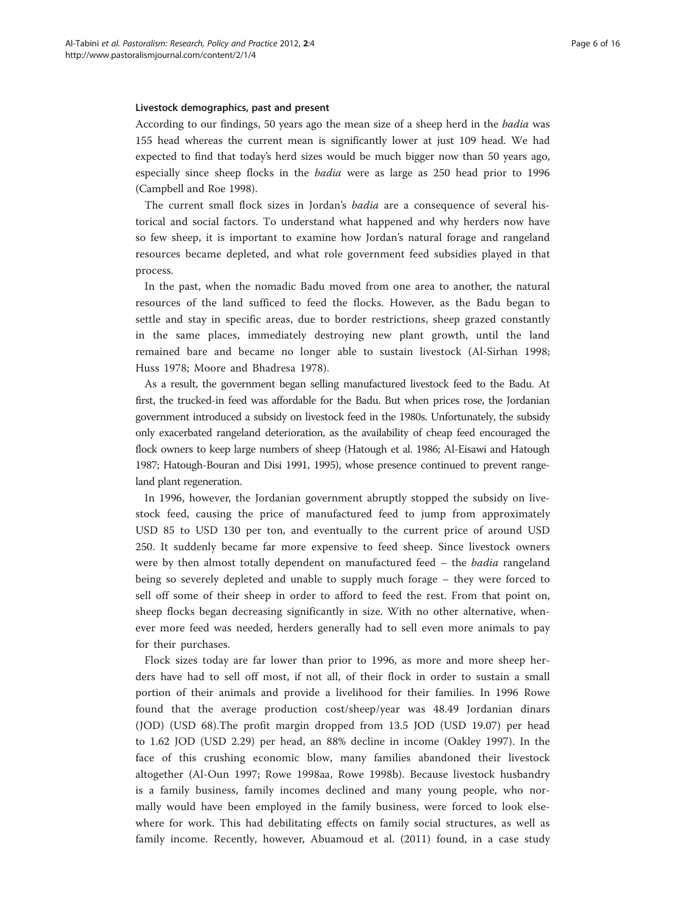#### Livestock demographics, past and present

According to our findings, 50 years ago the mean size of a sheep herd in the *badia* was 155 head whereas the current mean is significantly lower at just 109 head. We had expected to find that today's herd sizes would be much bigger now than 50 years ago, especially since sheep flocks in the *badia* were as large as 250 head prior to 1996 (Campbell and Roe 1998).

The current small flock sizes in Jordan's *badia* are a consequence of several historical and social factors. To understand what happened and why herders now have so few sheep, it is important to examine how Jordan's natural forage and rangeland resources became depleted, and what role government feed subsidies played in that process.

In the past, when the nomadic Badu moved from one area to another, the natural resources of the land sufficed to feed the flocks. However, as the Badu began to settle and stay in specific areas, due to border restrictions, sheep grazed constantly in the same places, immediately destroying new plant growth, until the land remained bare and became no longer able to sustain livestock (Al-Sirhan 1998; Huss 1978; Moore and Bhadresa 1978).

As a result, the government began selling manufactured livestock feed to the Badu. At first, the trucked-in feed was affordable for the Badu. But when prices rose, the Jordanian government introduced a subsidy on livestock feed in the 1980s. Unfortunately, the subsidy only exacerbated rangeland deterioration, as the availability of cheap feed encouraged the flock owners to keep large numbers of sheep (Hatough et al. 1986; Al-Eisawi and Hatough 1987; Hatough-Bouran and Disi 1991, 1995), whose presence continued to prevent rangeland plant regeneration.

In 1996, however, the Jordanian government abruptly stopped the subsidy on livestock feed, causing the price of manufactured feed to jump from approximately USD 85 to USD 130 per ton, and eventually to the current price of around USD 250. It suddenly became far more expensive to feed sheep. Since livestock owners were by then almost totally dependent on manufactured feed – the *badia* rangeland being so severely depleted and unable to supply much forage – they were forced to sell off some of their sheep in order to afford to feed the rest. From that point on, sheep flocks began decreasing significantly in size. With no other alternative, whenever more feed was needed, herders generally had to sell even more animals to pay for their purchases.

Flock sizes today are far lower than prior to 1996, as more and more sheep herders have had to sell off most, if not all, of their flock in order to sustain a small portion of their animals and provide a livelihood for their families. In 1996 Rowe found that the average production cost/sheep/year was 48.49 Jordanian dinars (JOD) (USD 68).The profit margin dropped from 13.5 JOD (USD 19.07) per head to 1.62 JOD (USD 2.29) per head, an 88% decline in income (Oakley 1997). In the face of this crushing economic blow, many families abandoned their livestock altogether (Al-Oun 1997; Rowe 1998aa, Rowe 1998b). Because livestock husbandry is a family business, family incomes declined and many young people, who normally would have been employed in the family business, were forced to look elsewhere for work. This had debilitating effects on family social structures, as well as family income. Recently, however, Abuamoud et al. (2011) found, in a case study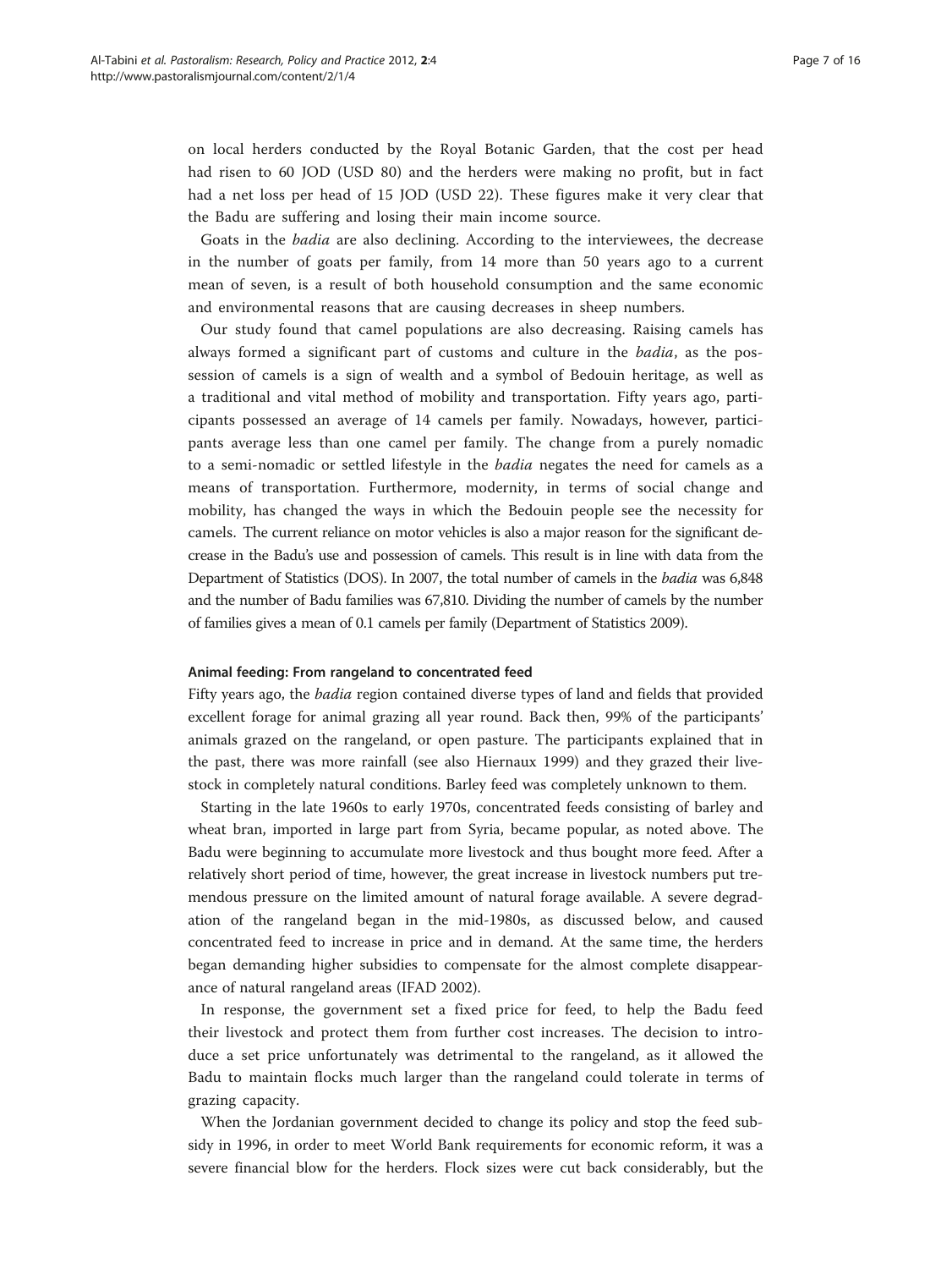on local herders conducted by the Royal Botanic Garden, that the cost per head had risen to 60 JOD (USD 80) and the herders were making no profit, but in fact had a net loss per head of 15 JOD (USD 22). These figures make it very clear that the Badu are suffering and losing their main income source.

Goats in the *badia* are also declining. According to the interviewees, the decrease in the number of goats per family, from 14 more than 50 years ago to a current mean of seven, is a result of both household consumption and the same economic and environmental reasons that are causing decreases in sheep numbers.

Our study found that camel populations are also decreasing. Raising camels has always formed a significant part of customs and culture in the *badia*, as the possession of camels is a sign of wealth and a symbol of Bedouin heritage, as well as a traditional and vital method of mobility and transportation. Fifty years ago, participants possessed an average of 14 camels per family. Nowadays, however, participants average less than one camel per family. The change from a purely nomadic to a semi-nomadic or settled lifestyle in the *badia* negates the need for camels as a means of transportation. Furthermore, modernity, in terms of social change and mobility, has changed the ways in which the Bedouin people see the necessity for camels. The current reliance on motor vehicles is also a major reason for the significant decrease in the Badu's use and possession of camels. This result is in line with data from the Department of Statistics (DOS). In 2007, the total number of camels in the *badia* was 6,848 and the number of Badu families was 67,810. Dividing the number of camels by the number of families gives a mean of 0.1 camels per family (Department of Statistics 2009).

#### Animal feeding: From rangeland to concentrated feed

Fifty years ago, the *badia* region contained diverse types of land and fields that provided excellent forage for animal grazing all year round. Back then, 99% of the participants' animals grazed on the rangeland, or open pasture. The participants explained that in the past, there was more rainfall (see also Hiernaux 1999) and they grazed their livestock in completely natural conditions. Barley feed was completely unknown to them.

Starting in the late 1960s to early 1970s, concentrated feeds consisting of barley and wheat bran, imported in large part from Syria, became popular, as noted above. The Badu were beginning to accumulate more livestock and thus bought more feed. After a relatively short period of time, however, the great increase in livestock numbers put tremendous pressure on the limited amount of natural forage available. A severe degradation of the rangeland began in the mid-1980s, as discussed below, and caused concentrated feed to increase in price and in demand. At the same time, the herders began demanding higher subsidies to compensate for the almost complete disappearance of natural rangeland areas (IFAD 2002).

In response, the government set a fixed price for feed, to help the Badu feed their livestock and protect them from further cost increases. The decision to introduce a set price unfortunately was detrimental to the rangeland, as it allowed the Badu to maintain flocks much larger than the rangeland could tolerate in terms of grazing capacity.

When the Jordanian government decided to change its policy and stop the feed subsidy in 1996, in order to meet World Bank requirements for economic reform, it was a severe financial blow for the herders. Flock sizes were cut back considerably, but the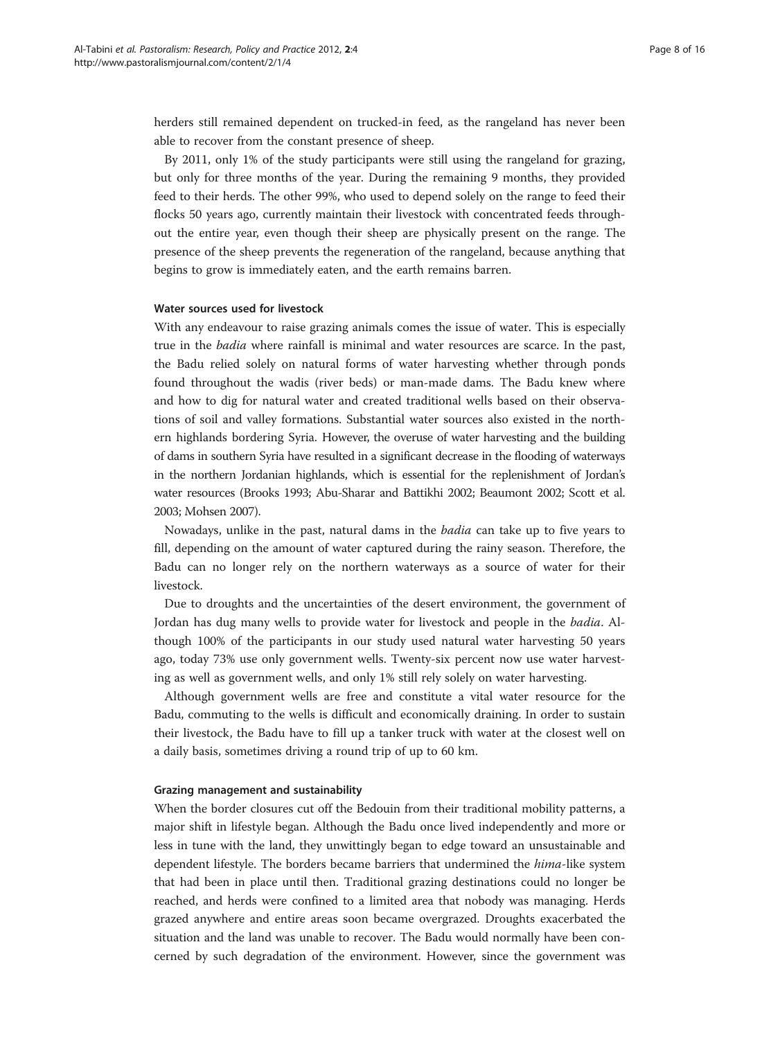herders still remained dependent on trucked-in feed, as the rangeland has never been able to recover from the constant presence of sheep.

By 2011, only 1% of the study participants were still using the rangeland for grazing, but only for three months of the year. During the remaining 9 months, they provided feed to their herds. The other 99%, who used to depend solely on the range to feed their flocks 50 years ago, currently maintain their livestock with concentrated feeds throughout the entire year, even though their sheep are physically present on the range. The presence of the sheep prevents the regeneration of the rangeland, because anything that begins to grow is immediately eaten, and the earth remains barren.

### Water sources used for livestock

With any endeavour to raise grazing animals comes the issue of water. This is especially true in the *badia* where rainfall is minimal and water resources are scarce. In the past, the Badu relied solely on natural forms of water harvesting whether through ponds found throughout the wadis (river beds) or man-made dams. The Badu knew where and how to dig for natural water and created traditional wells based on their observations of soil and valley formations. Substantial water sources also existed in the northern highlands bordering Syria. However, the overuse of water harvesting and the building of dams in southern Syria have resulted in a significant decrease in the flooding of waterways in the northern Jordanian highlands, which is essential for the replenishment of Jordan's water resources (Brooks 1993; Abu-Sharar and Battikhi 2002; Beaumont 2002; Scott et al. 2003; Mohsen 2007).

Nowadays, unlike in the past, natural dams in the *badia* can take up to five years to fill, depending on the amount of water captured during the rainy season. Therefore, the Badu can no longer rely on the northern waterways as a source of water for their livestock.

Due to droughts and the uncertainties of the desert environment, the government of Jordan has dug many wells to provide water for livestock and people in the *badia*. Although 100% of the participants in our study used natural water harvesting 50 years ago, today 73% use only government wells. Twenty-six percent now use water harvesting as well as government wells, and only 1% still rely solely on water harvesting.

Although government wells are free and constitute a vital water resource for the Badu, commuting to the wells is difficult and economically draining. In order to sustain their livestock, the Badu have to fill up a tanker truck with water at the closest well on a daily basis, sometimes driving a round trip of up to 60 km.

### Grazing management and sustainability

When the border closures cut off the Bedouin from their traditional mobility patterns, a major shift in lifestyle began. Although the Badu once lived independently and more or less in tune with the land, they unwittingly began to edge toward an unsustainable and dependent lifestyle. The borders became barriers that undermined the *hima*-like system that had been in place until then. Traditional grazing destinations could no longer be reached, and herds were confined to a limited area that nobody was managing. Herds grazed anywhere and entire areas soon became overgrazed. Droughts exacerbated the situation and the land was unable to recover. The Badu would normally have been concerned by such degradation of the environment. However, since the government was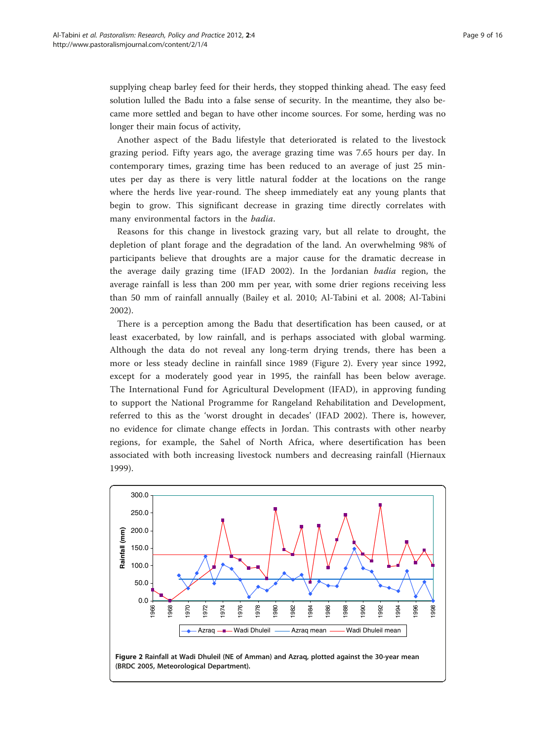supplying cheap barley feed for their herds, they stopped thinking ahead. The easy feed solution lulled the Badu into a false sense of security. In the meantime, they also became more settled and began to have other income sources. For some, herding was no longer their main focus of activity,

Another aspect of the Badu lifestyle that deteriorated is related to the livestock grazing period. Fifty years ago, the average grazing time was 7.65 hours per day. In contemporary times, grazing time has been reduced to an average of just 25 minutes per day as there is very little natural fodder at the locations on the range where the herds live year-round. The sheep immediately eat any young plants that begin to grow. This significant decrease in grazing time directly correlates with many environmental factors in the *badia*.

Reasons for this change in livestock grazing vary, but all relate to drought, the depletion of plant forage and the degradation of the land. An overwhelming 98% of participants believe that droughts are a major cause for the dramatic decrease in the average daily grazing time (IFAD 2002). In the Jordanian *badia* region, the average rainfall is less than 200 mm per year, with some drier regions receiving less than 50 mm of rainfall annually (Bailey et al. 2010; Al-Tabini et al. 2008; Al-Tabini 2002).

There is a perception among the Badu that desertification has been caused, or at least exacerbated, by low rainfall, and is perhaps associated with global warming. Although the data do not reveal any long-term drying trends, there has been a more or less steady decline in rainfall since 1989 (Figure 2). Every year since 1992, except for a moderately good year in 1995, the rainfall has been below average. The International Fund for Agricultural Development (IFAD), in approving funding to support the National Programme for Rangeland Rehabilitation and Development, referred to this as the 'worst drought in decades' (IFAD 2002). There is, however, no evidence for climate change effects in Jordan. This contrasts with other nearby regions, for example, the Sahel of North Africa, where desertification has been associated with both increasing livestock numbers and decreasing rainfall (Hiernaux 1999).

**Figure 2 Rainfall at Wadi Dhuleil (NE of Amman) and Azraq, plotted against the 30-year mean (BRDC 2005, Meteorological Department).**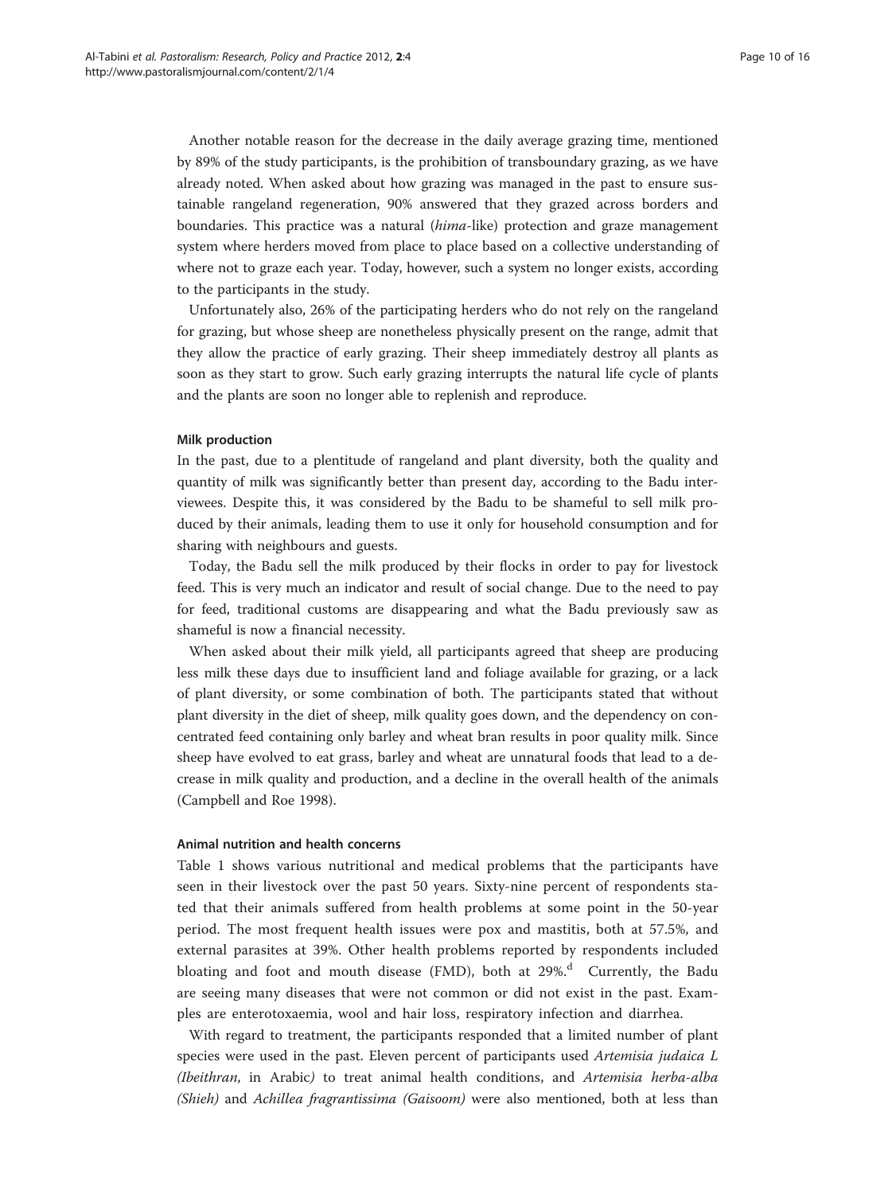Another notable reason for the decrease in the daily average grazing time, mentioned by 89% of the study participants, is the prohibition of transboundary grazing, as we have already noted. When asked about how grazing was managed in the past to ensure sustainable rangeland regeneration, 90% answered that they grazed across borders and boundaries. This practice was a natural (*hima*-like) protection and graze management system where herders moved from place to place based on a collective understanding of where not to graze each year. Today, however, such a system no longer exists, according to the participants in the study.

Unfortunately also, 26% of the participating herders who do not rely on the rangeland for grazing, but whose sheep are nonetheless physically present on the range, admit that they allow the practice of early grazing. Their sheep immediately destroy all plants as soon as they start to grow. Such early grazing interrupts the natural life cycle of plants and the plants are soon no longer able to replenish and reproduce.

#### Milk production

In the past, due to a plentitude of rangeland and plant diversity, both the quality and quantity of milk was significantly better than present day, according to the Badu interviewees. Despite this, it was considered by the Badu to be shameful to sell milk produced by their animals, leading them to use it only for household consumption and for sharing with neighbours and guests.

Today, the Badu sell the milk produced by their flocks in order to pay for livestock feed. This is very much an indicator and result of social change. Due to the need to pay for feed, traditional customs are disappearing and what the Badu previously saw as shameful is now a financial necessity.

When asked about their milk yield, all participants agreed that sheep are producing less milk these days due to insufficient land and foliage available for grazing, or a lack of plant diversity, or some combination of both. The participants stated that without plant diversity in the diet of sheep, milk quality goes down, and the dependency on concentrated feed containing only barley and wheat bran results in poor quality milk. Since sheep have evolved to eat grass, barley and wheat are unnatural foods that lead to a decrease in milk quality and production, and a decline in the overall health of the animals (Campbell and Roe 1998).

#### Animal nutrition and health concerns

Table 1 shows various nutritional and medical problems that the participants have seen in their livestock over the past 50 years. Sixty-nine percent of respondents stated that their animals suffered from health problems at some point in the 50-year period. The most frequent health issues were pox and mastitis, both at 57.5%, and external parasites at 39%. Other health problems reported by respondents included bloating and foot and mouth disease (FMD), both at 29%.[d] Currently, the Badu are seeing many diseases that were not common or did not exist in the past. Examples are enterotoxaemia, wool and hair loss, respiratory infection and diarrhea.

With regard to treatment, the participants responded that a limited number of plant species were used in the past. Eleven percent of participants used *Artemisia judaica L (Ibeithran*, in Arabic*)* to treat animal health conditions, and *Artemisia herba-alba (Shieh)* and *Achillea fragrantissima (Gaisoom)* were also mentioned, both at less than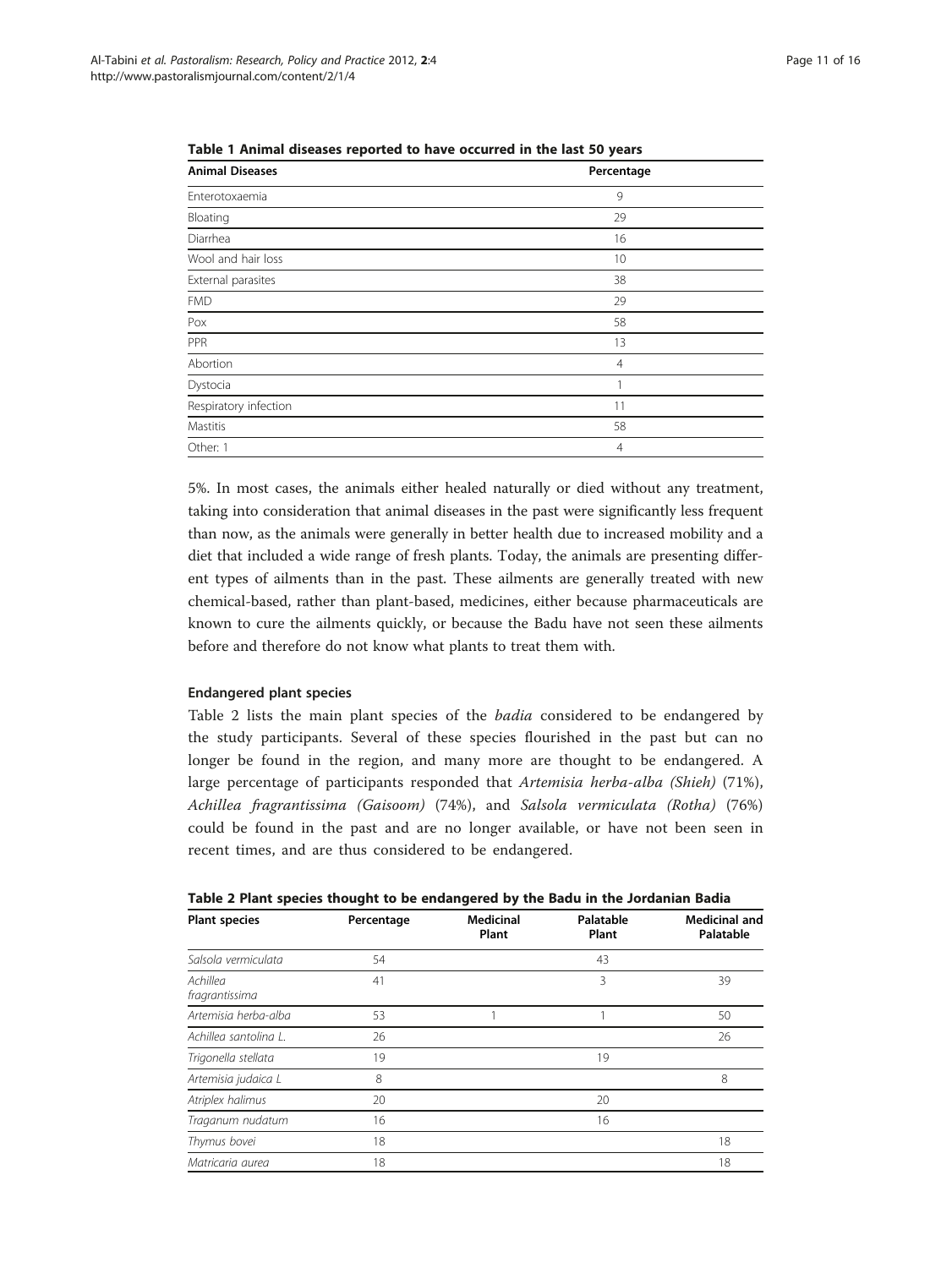**Table 1 Animal diseases reported to have occurred in the last 50 years**

| Animal Diseases | Percentage |
|---|---|
| Enterotoxaemia | 9 |
| Bloating | 29 |
| Diarrhea | 16 |
| Wool and hair loss | 10 |
| External parasites | 38 |
| FMD | 29 |
| Pox | 58 |
| PPR | 13 |
| Abortion | 4 |
| Dystocia | 1 |
| Respiratory infection | 11 |
| Mastitis | 58 |
| Other: 1 | 4 |

5%. In most cases, the animals either healed naturally or died without any treatment, taking into consideration that animal diseases in the past were significantly less frequent than now, as the animals were generally in better health due to increased mobility and a diet that included a wide range of fresh plants. Today, the animals are presenting different types of ailments than in the past. These ailments are generally treated with new chemical-based, rather than plant-based, medicines, either because pharmaceuticals are known to cure the ailments quickly, or because the Badu have not seen these ailments before and therefore do not know what plants to treat them with.

### Endangered plant species

Table 2 lists the main plant species of the *badia* considered to be endangered by the study participants. Several of these species flourished in the past but can no longer be found in the region, and many more are thought to be endangered. A large percentage of participants responded that *Artemisia herba-alba (Shieh)* (71%), *Achillea fragrantissima (Gaisoom)* (74%), and *Salsola vermiculata (Rotha)* (76%) could be found in the past and are no longer available, or have not been seen in recent times, and are thus considered to be endangered.

**Table 2 Plant species thought to be endangered by the Badu in the Jordanian Badia**

| Plant species | Percentage | Medicinal Plant | Palatable Plant | Medicinal and Palatable |
|---|---|---|---|---|
| *Salsola vermiculata* | 54 | | 43 | |
| *Achillea fragrantissima* | 41 | | 3 | 39 |
| *Artemisia herba-alba* | 53 | 1 | 1 | 50 |
| *Achillea santolina L.* | 26 | | | 26 |
| *Trigonella stellata* | 19 | | 19 | |
| *Artemisia judaica L* | 8 | | | 8 |
| *Atriplex halimus* | 20 | | 20 | |
| *Traganum nudatum* | 16 | | 16 | |
| *Thymus bovei* | 18 | | | 18 |
| *Matricaria aurea* | 18 | | | 18 |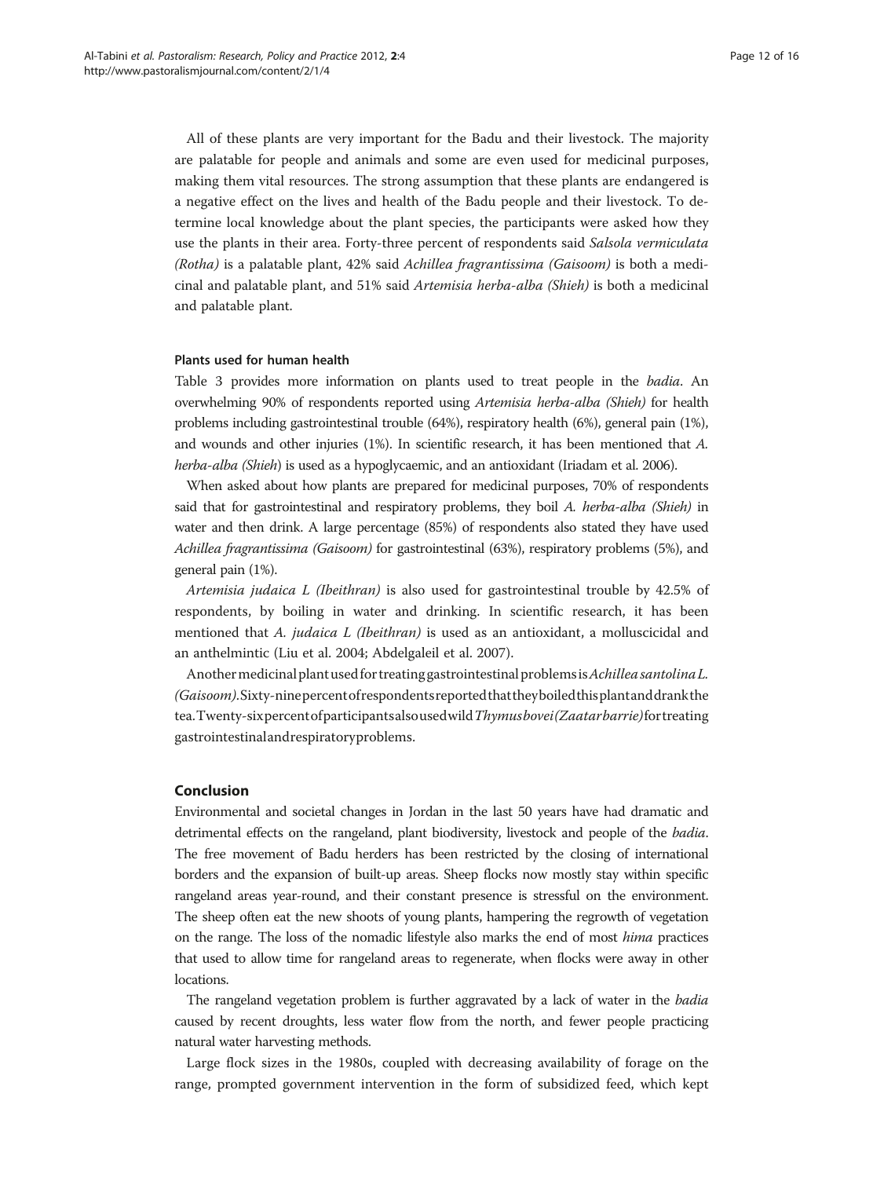All of these plants are very important for the Badu and their livestock. The majority are palatable for people and animals and some are even used for medicinal purposes, making them vital resources. The strong assumption that these plants are endangered is a negative effect on the lives and health of the Badu people and their livestock. To determine local knowledge about the plant species, the participants were asked how they use the plants in their area. Forty-three percent of respondents said *Salsola vermiculata (Rotha)* is a palatable plant, 42% said *Achillea fragrantissima (Gaisoom)* is both a medicinal and palatable plant, and 51% said *Artemisia herba-alba (Shieh)* is both a medicinal and palatable plant.

#### Plants used for human health

Table 3 provides more information on plants used to treat people in the *badia*. An overwhelming 90% of respondents reported using *Artemisia herba-alba (Shieh)* for health problems including gastrointestinal trouble (64%), respiratory health (6%), general pain (1%), and wounds and other injuries (1%). In scientific research, it has been mentioned that *A. herba-alba (Shieh)* is used as a hypoglycaemic, and an antioxidant (Iriadam et al. 2006).

When asked about how plants are prepared for medicinal purposes, 70% of respondents said that for gastrointestinal and respiratory problems, they boil *A. herba-alba (Shieh)* in water and then drink. A large percentage (85%) of respondents also stated they have used *Achillea fragrantissima (Gaisoom)* for gastrointestinal (63%), respiratory problems (5%), and general pain (1%).

*Artemisia judaica L (Ibeithran)* is also used for gastrointestinal trouble by 42.5% of respondents, by boiling in water and drinking. In scientific research, it has been mentioned that *A. judaica L (Ibeithran)* is used as an antioxidant, a molluscicidal and an anthelmintic (Liu et al. 2004; Abdelgaleil et al. 2007).

Another medicinal plant used for treating gastrointestinal problems is *Achillea santolina L. (Gaisoom)*. Sixty-nine percent of respondents reported that they boiled this plant and drank the tea. Twenty-six percent of participants also used wild *Thymus bovei (Zaatar barrie)* for treating gastrointestinal and respiratory problems.

## Conclusion

Environmental and societal changes in Jordan in the last 50 years have had dramatic and detrimental effects on the rangeland, plant biodiversity, livestock and people of the *badia*. The free movement of Badu herders has been restricted by the closing of international borders and the expansion of built-up areas. Sheep flocks now mostly stay within specific rangeland areas year-round, and their constant presence is stressful on the environment. The sheep often eat the new shoots of young plants, hampering the regrowth of vegetation on the range. The loss of the nomadic lifestyle also marks the end of most *hima* practices that used to allow time for rangeland areas to regenerate, when flocks were away in other locations.

The rangeland vegetation problem is further aggravated by a lack of water in the *badia* caused by recent droughts, less water flow from the north, and fewer people practicing natural water harvesting methods.

Large flock sizes in the 1980s, coupled with decreasing availability of forage on the range, prompted government intervention in the form of subsidized feed, which kept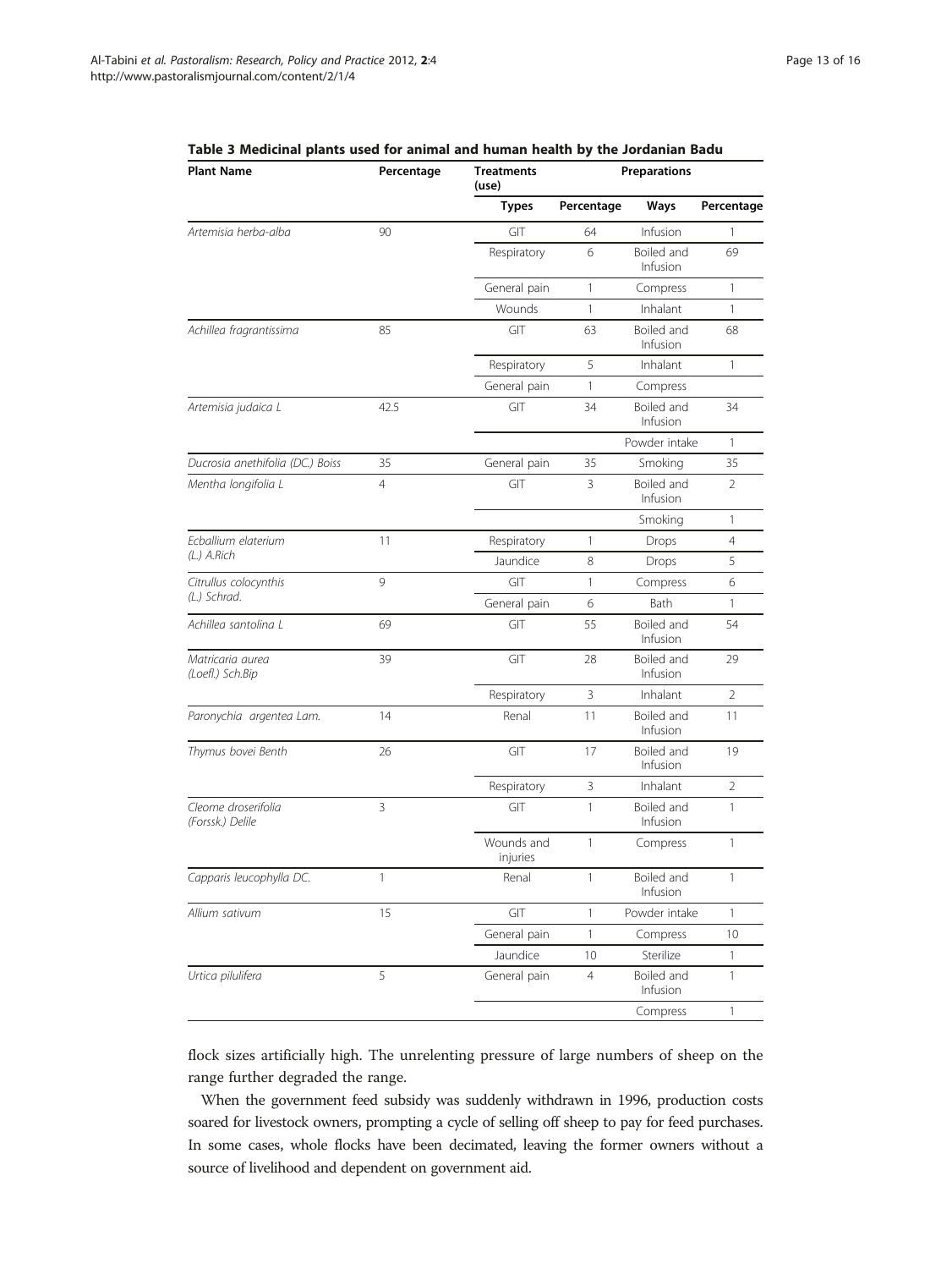**Table 3 Medicinal plants used for animal and human health by the Jordanian Badu**

| Plant Name | Percentage | Treatments (use) | | Preparations | |
|---|---|---|---|---|---|
| | | Types | Percentage | Ways | Percentage |
| *Artemisia herba-alba* | 90 | GIT | 64 | Infusion | 1 |
| | | Respiratory | 6 | Boiled and Infusion | 69 |
| | | General pain | 1 | Compress | 1 |
| | | Wounds | 1 | Inhalant | 1 |
| *Achillea fragrantissima* | 85 | GIT | 63 | Boiled and Infusion | 68 |
| | | Respiratory | 5 | Inhalant | 1 |
| | | General pain | 1 | Compress | |
| *Artemisia judaica L* | 42.5 | GIT | 34 | Boiled and Infusion | 34 |
| | | | | Powder intake | 1 |
| *Ducrosia anethifolia (DC.) Boiss* | 35 | General pain | 35 | Smoking | 35 |
| *Mentha longifolia L* | 4 | GIT | 3 | Boiled and Infusion | 2 |
| | | | | Smoking | 1 |
| *Ecballium elaterium (L.) A.Rich* | 11 | Respiratory | 1 | Drops | 4 |
| | | Jaundice | 8 | Drops | 5 |
| *Citrullus colocynthis (L.) Schrad.* | 9 | GIT | 1 | Compress | 6 |
| | | General pain | 6 | Bath | 1 |
| *Achillea santolina L* | 69 | GIT | 55 | Boiled and Infusion | 54 |
| *Matricaria aurea (Loefl.) Sch.Bip* | 39 | GIT | 28 | Boiled and Infusion | 29 |
| | | Respiratory | 3 | Inhalant | 2 |
| *Paronychia argentea Lam.* | 14 | Renal | 11 | Boiled and Infusion | 11 |
| *Thymus bovei Benth* | 26 | GIT | 17 | Boiled and Infusion | 19 |
| | | Respiratory | 3 | Inhalant | 2 |
| *Cleome droserifolia (Forssk.) Delile* | 3 | GIT | 1 | Boiled and Infusion | 1 |
| | | Wounds and injuries | 1 | Compress | 1 |
| *Capparis leucophylla DC.* | 1 | Renal | 1 | Boiled and Infusion | 1 |
| *Allium sativum* | 15 | GIT | 1 | Powder intake | 1 |
| | | General pain | 1 | Compress | 10 |
| | | Jaundice | 10 | Sterilize | 1 |
| *Urtica pilulifera* | 5 | General pain | 4 | Boiled and Infusion | 1 |
| | | | | Compress | 1 |

flock sizes artificially high. The unrelenting pressure of large numbers of sheep on the range further degraded the range.

When the government feed subsidy was suddenly withdrawn in 1996, production costs soared for livestock owners, prompting a cycle of selling off sheep to pay for feed purchases. In some cases, whole flocks have been decimated, leaving the former owners without a source of livelihood and dependent on government aid.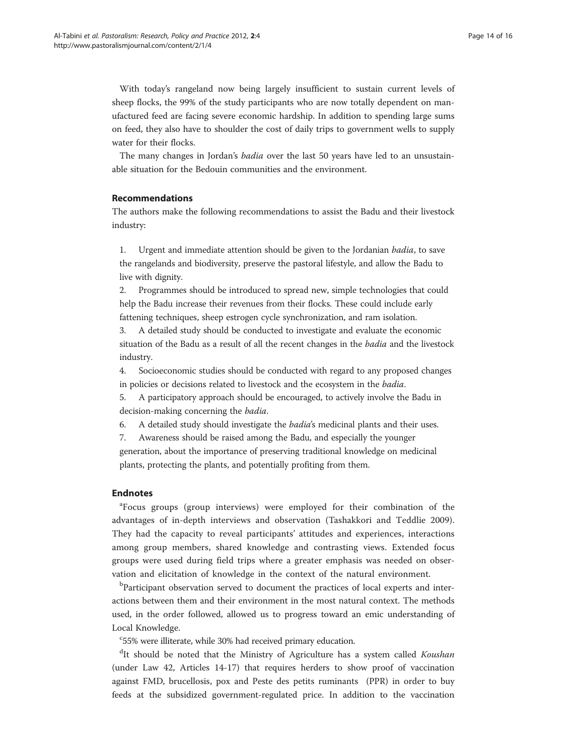With today's rangeland now being largely insufficient to sustain current levels of sheep flocks, the 99% of the study participants who are now totally dependent on manufactured feed are facing severe economic hardship. In addition to spending large sums on feed, they also have to shoulder the cost of daily trips to government wells to supply water for their flocks.

The many changes in Jordan's *badia* over the last 50 years have led to an unsustainable situation for the Bedouin communities and the environment.

## Recommendations

The authors make the following recommendations to assist the Badu and their livestock industry:

1. Urgent and immediate attention should be given to the Jordanian *badia*, to save the rangelands and biodiversity, preserve the pastoral lifestyle, and allow the Badu to live with dignity.
2. Programmes should be introduced to spread new, simple technologies that could help the Badu increase their revenues from their flocks. These could include early fattening techniques, sheep estrogen cycle synchronization, and ram isolation.
3. A detailed study should be conducted to investigate and evaluate the economic situation of the Badu as a result of all the recent changes in the *badia* and the livestock industry.
4. Socioeconomic studies should be conducted with regard to any proposed changes in policies or decisions related to livestock and the ecosystem in the *badia*.
5. A participatory approach should be encouraged, to actively involve the Badu in decision-making concerning the *badia*.
6. A detailed study should investigate the *badia*'s medicinal plants and their uses.
7. Awareness should be raised among the Badu, and especially the younger generation, about the importance of preserving traditional knowledge on medicinal plants, protecting the plants, and potentially profiting from them.

## Endnotes

[a]Focus groups (group interviews) were employed for their combination of the advantages of in-depth interviews and observation (Tashakkori and Teddlie 2009). They had the capacity to reveal participants' attitudes and experiences, interactions among group members, shared knowledge and contrasting views. Extended focus groups were used during field trips where a greater emphasis was needed on observation and elicitation of knowledge in the context of the natural environment.

[b]Participant observation served to document the practices of local experts and interactions between them and their environment in the most natural context. The methods used, in the order followed, allowed us to progress toward an emic understanding of Local Knowledge.

[c]55% were illiterate, while 30% had received primary education.

[d]It should be noted that the Ministry of Agriculture has a system called *Koushan* (under Law 42, Articles 14-17) that requires herders to show proof of vaccination against FMD, brucellosis, pox and Peste des petits ruminants (PPR) in order to buy feeds at the subsidized government-regulated price. In addition to the vaccination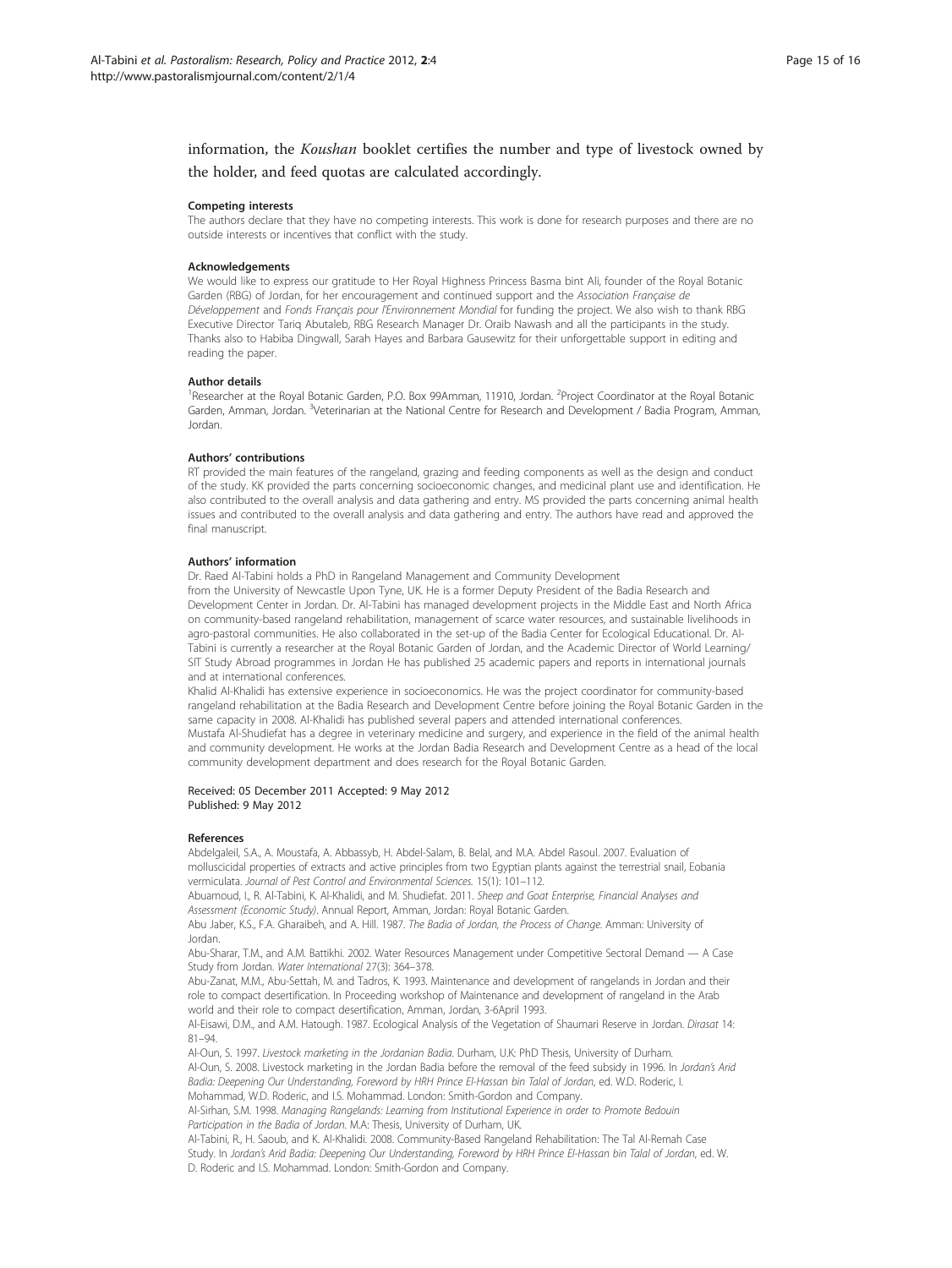information, the *Koushan* booklet certifies the number and type of livestock owned by the holder, and feed quotas are calculated accordingly.

### Competing interests

The authors declare that they have no competing interests. This work is done for research purposes and there are no outside interests or incentives that conflict with the study.

### Acknowledgements

We would like to express our gratitude to Her Royal Highness Princess Basma bint Ali, founder of the Royal Botanic Garden (RBG) of Jordan, for her encouragement and continued support and the *Association Française de Développement* and *Fonds Français pour l'Environnement Mondial* for funding the project. We also wish to thank RBG Executive Director Tariq Abutaleb, RBG Research Manager Dr. Oraib Nawash and all the participants in the study. Thanks also to Habiba Dingwall, Sarah Hayes and Barbara Gausewitz for their unforgettable support in editing and reading the paper.

### Author details

[1]Researcher at the Royal Botanic Garden, P.O. Box 99Amman, 11910, Jordan. [2]Project Coordinator at the Royal Botanic Garden, Amman, Jordan. [3]Veterinarian at the National Centre for Research and Development / Badia Program, Amman, Jordan.

### Authors' contributions

RT provided the main features of the rangeland, grazing and feeding components as well as the design and conduct of the study. KK provided the parts concerning socioeconomic changes, and medicinal plant use and identification. He also contributed to the overall analysis and data gathering and entry. MS provided the parts concerning animal health issues and contributed to the overall analysis and data gathering and entry. The authors have read and approved the final manuscript.

### Authors' information

Dr. Raed Al-Tabini holds a PhD in Rangeland Management and Community Development from the University of Newcastle Upon Tyne, UK. He is a former Deputy President of the Badia Research and Development Center in Jordan. Dr. Al-Tabini has managed development projects in the Middle East and North Africa on community-based rangeland rehabilitation, management of scarce water resources, and sustainable livelihoods in agro-pastoral communities. He also collaborated in the set-up of the Badia Center for Ecological Educational. Dr. Al-Tabini is currently a researcher at the Royal Botanic Garden of Jordan, and the Academic Director of World Learning/ SIT Study Abroad programmes in Jordan He has published 25 academic papers and reports in international journals and at international conferences.

Khalid Al-Khalidi has extensive experience in socioeconomics. He was the project coordinator for community-based rangeland rehabilitation at the Badia Research and Development Centre before joining the Royal Botanic Garden in the same capacity in 2008. Al-Khalidi has published several papers and attended international conferences.

Mustafa Al-Shudiefat has a degree in veterinary medicine and surgery, and experience in the field of the animal health and community development. He works at the Jordan Badia Research and Development Centre as a head of the local community development department and does research for the Royal Botanic Garden.

Received: 05 December 2011 Accepted: 9 May 2012
Published: 9 May 2012

### References

Abdelgaleil, S.A., A. Moustafa, A. Abbassyb, H. Abdel-Salam, B. Belal, and M.A. Abdel Rasoul. 2007. Evaluation of molluscicidal properties of extracts and active principles from two Egyptian plants against the terrestrial snail, Eobania vermiculata. *Journal of Pest Control and Environmental Sciences.* 15(1): 101–112.

Abuamoud, I., R. Al-Tabini, K. Al-Khalidi, and M. Shudiefat. 2011. *Sheep and Goat Enterprise, Financial Analyses and Assessment (Economic Study)*. Annual Report, Amman, Jordan: Royal Botanic Garden.

Abu Jaber, K.S., F.A. Gharaibeh, and A. Hill. 1987. *The Badia of Jordan, the Process of Change*. Amman: University of Jordan.

Abu-Sharar, T.M., and A.M. Battikhi. 2002. Water Resources Management under Competitive Sectoral Demand — A Case Study from Jordan. *Water International* 27(3): 364–378.

Abu-Zanat, M.M., Abu-Settah, M. and Tadros, K. 1993. Maintenance and development of rangelands in Jordan and their role to compact desertification. In Proceeding workshop of Maintenance and development of rangeland in the Arab world and their role to compact desertification, Amman, Jordan, 3-6April 1993.

Al-Eisawi, D.M., and A.M. Hatough. 1987. Ecological Analysis of the Vegetation of Shaumari Reserve in Jordan. *Dirasat* 14: 81–94.

Al-Oun, S. 1997. *Livestock marketing in the Jordanian Badia*. Durham, U.K: PhD Thesis, University of Durham.

Al-Oun, S. 2008. Livestock marketing in the Jordan Badia before the removal of the feed subsidy in 1996. In *Jordan's Arid Badia: Deepening Our Understanding, Foreword by HRH Prince El-Hassan bin Talal of Jordan*, ed. W.D. Roderic, I. Mohammad, W.D. Roderic, and I.S. Mohammad. London: Smith-Gordon and Company.

Al-Sirhan, S.M. 1998. *Managing Rangelands: Learning from Institutional Experience in order to Promote Bedouin Participation in the Badia of Jordan*. M.A: Thesis, University of Durham, UK.

Al-Tabini, R., H. Saoub, and K. Al-Khalidi. 2008. Community-Based Rangeland Rehabilitation: The Tal Al-Remah Case Study. In *Jordan's Arid Badia: Deepening Our Understanding, Foreword by HRH Prince El-Hassan bin Talal of Jordan*, ed. W. D. Roderic and I.S. Mohammad. London: Smith-Gordon and Company.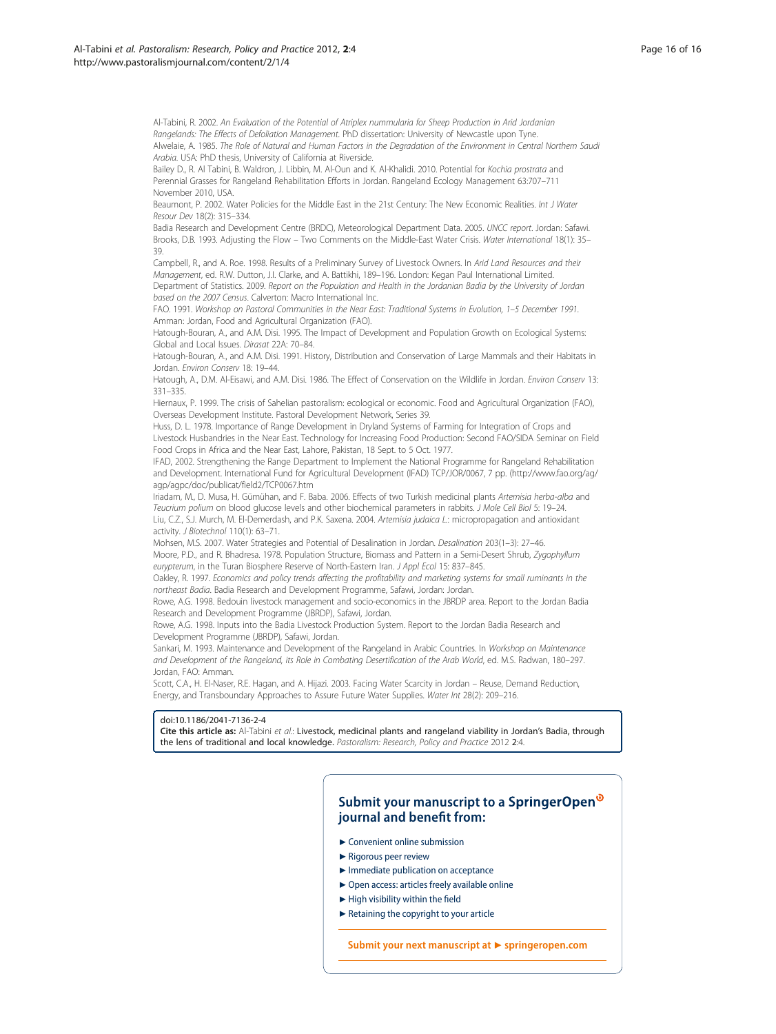Al-Tabini, R. 2002. *An Evaluation of the Potential of Atriplex nummularia for Sheep Production in Arid Jordanian Rangelands: The Effects of Defoliation Management*. PhD dissertation: University of Newcastle upon Tyne.

Alwelaie, A. 1985. *The Role of Natural and Human Factors in the Degradation of the Environment in Central Northern Saudi Arabia*. USA: PhD thesis, University of California at Riverside.

Bailey D., R. Al Tabini, B. Waldron, J. Libbin, M. Al-Oun and K. Al-Khalidi. 2010. Potential for *Kochia prostrata* and Perennial Grasses for Rangeland Rehabilitation Efforts in Jordan. Rangeland Ecology Management 63:707–711 November 2010, USA.

Beaumont, P. 2002. Water Policies for the Middle East in the 21st Century: The New Economic Realities. *Int J Water Resour Dev* 18(2): 315–334.

Badia Research and Development Centre (BRDC), Meteorological Department Data. 2005. *UNCC report*. Jordan: Safawi.

Brooks, D.B. 1993. Adjusting the Flow – Two Comments on the Middle-East Water Crisis. *Water International* 18(1): 35–39.

Campbell, R., and A. Roe. 1998. Results of a Preliminary Survey of Livestock Owners. In *Arid Land Resources and their Management*, ed. R.W. Dutton, J.I. Clarke, and A. Battikhi, 189–196. London: Kegan Paul International Limited.

Department of Statistics. 2009. *Report on the Population and Health in the Jordanian Badia by the University of Jordan based on the 2007 Census*. Calverton: Macro International Inc.

FAO. 1991. *Workshop on Pastoral Communities in the Near East: Traditional Systems in Evolution, 1–5 December 1991*. Amman: Jordan, Food and Agricultural Organization (FAO).

Hatough-Bouran, A., and A.M. Disi. 1995. The Impact of Development and Population Growth on Ecological Systems: Global and Local Issues. *Dirasat* 22A: 70–84.

Hatough-Bouran, A., and A.M. Disi. 1991. History, Distribution and Conservation of Large Mammals and their Habitats in Jordan. *Environ Conserv* 18: 19–44.

Hatough, A., D.M. Al-Eisawi, and A.M. Disi. 1986. The Effect of Conservation on the Wildlife in Jordan. *Environ Conserv* 13: 331–335.

Hiernaux, P. 1999. The crisis of Sahelian pastoralism: ecological or economic. Food and Agricultural Organization (FAO), Overseas Development Institute. Pastoral Development Network, Series 39.

Huss, D. L. 1978. Importance of Range Development in Dryland Systems of Farming for Integration of Crops and Livestock Husbandries in the Near East. Technology for Increasing Food Production: Second FAO/SIDA Seminar on Field Food Crops in Africa and the Near East, Lahore, Pakistan, 18 Sept. to 5 Oct. 1977.

IFAD, 2002. Strengthening the Range Department to Implement the National Programme for Rangeland Rehabilitation and Development. International Fund for Agricultural Development (IFAD) TCP/JOR/0067, 7 pp. (http://www.fao.org/agp/agpc/doc/publicat/field2/TCP0067.htm

Iriadam, M., D. Musa, H. Gümühan, and F. Baba. 2006. Effects of two Turkish medicinal plants *Artemisia herba-alba* and *Teucrium polium* on blood glucose levels and other biochemical parameters in rabbits. *J Mole Cell Biol* 5: 19–24.

Liu, C.Z., S.J. Murch, M. El-Demerdash, and P.K. Saxena. 2004. *Artemisia judaica L.*: micropropagation and antioxidant activity. *J Biotechnol* 110(1): 63–71.

Mohsen, M.S. 2007. Water Strategies and Potential of Desalination in Jordan. *Desalination* 203(1–3): 27–46.

Moore, P.D., and R. Bhadresa. 1978. Population Structure, Biomass and Pattern in a Semi-Desert Shrub, *Zygophyllum eurypterum*, in the Turan Biosphere Reserve of North-Eastern Iran. *J Appl Ecol* 15: 837–845.

Oakley, R. 1997. *Economics and policy trends affecting the profitability and marketing systems for small ruminants in the northeast Badia*. Badia Research and Development Programme, Safawi, Jordan: Jordan.

Rowe, A.G. 1998. Bedouin livestock management and socio-economics in the JBRDP area. Report to the Jordan Badia Research and Development Programme (JBRDP), Safawi, Jordan.

Rowe, A.G. 1998. Inputs into the Badia Livestock Production System. Report to the Jordan Badia Research and Development Programme (JBRDP), Safawi, Jordan.

Sankari, M. 1993. Maintenance and Development of the Rangeland in Arabic Countries. In *Workshop on Maintenance and Development of the Rangeland, its Role in Combating Desertification of the Arab World*, ed. M.S. Radwan, 180–297. Jordan, FAO: Amman.

Scott, C.A., H. El-Naser, R.E. Hagan, and A. Hijazi. 2003. Facing Water Scarcity in Jordan – Reuse, Demand Reduction, Energy, and Transboundary Approaches to Assure Future Water Supplies. *Water Int* 28(2): 209–216.

doi:10.1186/2041-7136-2-4

**Cite this article as:** Al-Tabini *et al.*: Livestock, medicinal plants and rangeland viability in Jordan's Badia, through the lens of traditional and local knowledge. *Pastoralism: Research, Policy and Practice* 2012 **2**:4.

**Submit your manuscript to a SpringerOpen journal and benefit from:**

- ► Convenient online submission
- ► Rigorous peer review
- ► Immediate publication on acceptance
- ► Open access: articles freely available online
- ► High visibility within the field
- ► Retaining the copyright to your article

**Submit your next manuscript at ► springeropen.com**